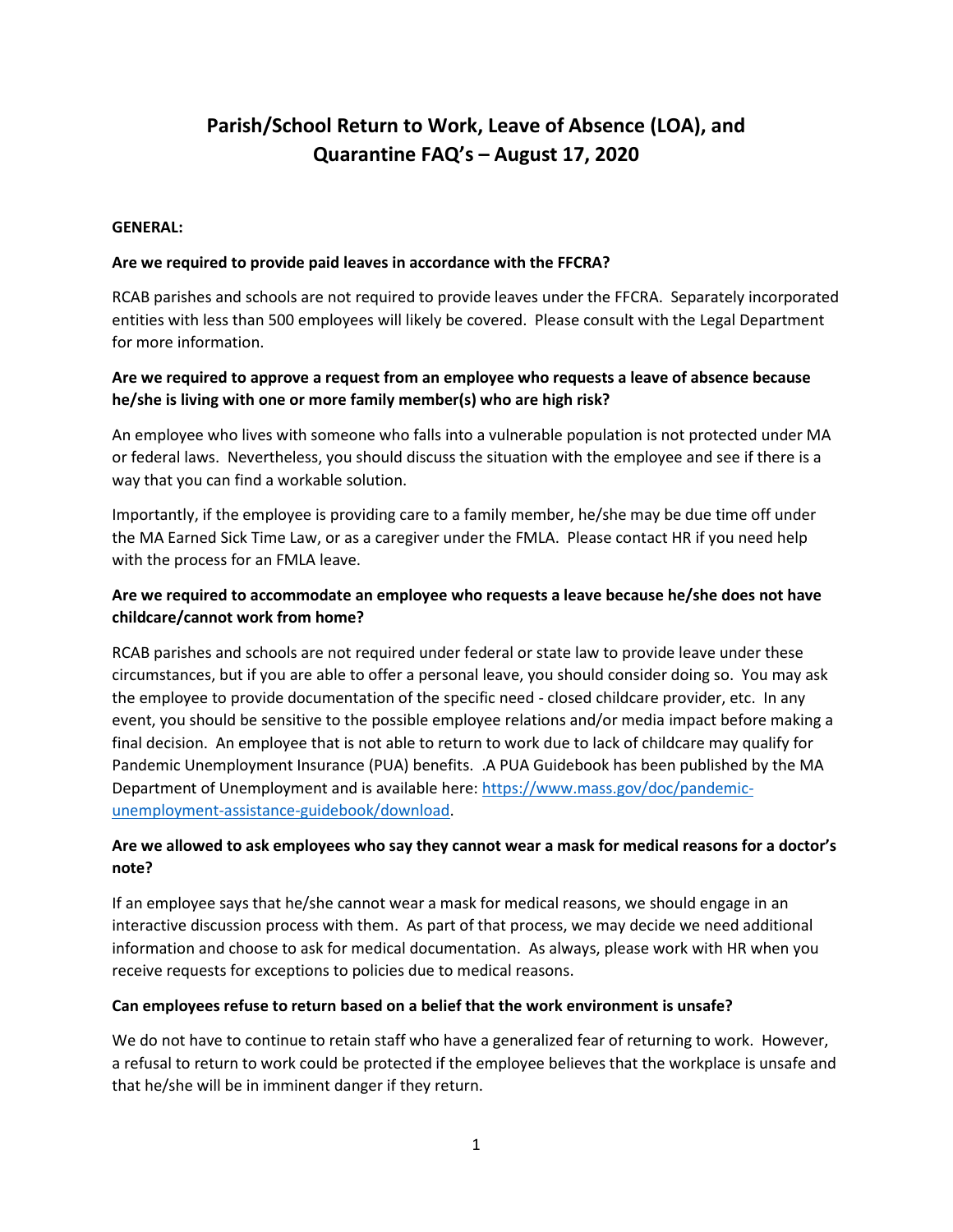# Parish/School Return to Work, Leave of Absence (LOA), and Quarantine FAQ's – August 17, 2020

**GENERAL:**

**Are we required to provide paid leaves in accordance with the FFCRA?**

RCAB parishes and schools are not required to provide leaves under the FFCRA. Separately incorporated entities with less than 500 employees will likely be covered. Please consult with the Legal Department for more information.

**Are we required to approve a request from an employee who requests a leave of absence because he/she is living with one or more family member(s) who are high risk?**

An employee who lives with someone who falls into a vulnerable population is not protected under MA or federal laws. Nevertheless, you should discuss the situation with the employee and see if there is a way that you can find a workable solution.

Importantly, if the employee is providing care to a family member, he/she may be due time off under the MA Earned Sick Time Law, or as a caregiver under the FMLA. Please contact HR if you need help with the process for an FMLA leave.

**Are we required to accommodate an employee who requests a leave because he/she does not have childcare/cannot work from home?**

RCAB parishes and schools are not required under federal or state law to provide leave under these circumstances, but if you are able to offer a personal leave, you should consider doing so. You may ask the employee to provide documentation of the specific need - closed childcare provider, etc. In any event, you should be sensitive to the possible employee relations and/or media impact before making a final decision. An employee that is not able to return to work due to lack of childcare may qualify for Pandemic Unemployment Insurance (PUA) benefits. .A PUA Guidebook has been published by the MA Department of Unemployment and is available here: [https://www.mass.gov/doc/pandemic-unemployment-assistance-guidebook/download](https://www.mass.gov/doc/pandemic-unemployment-assistance-guidebook/download).

**Are we allowed to ask employees who say they cannot wear a mask for medical reasons for a doctor's note?**

If an employee says that he/she cannot wear a mask for medical reasons, we should engage in an interactive discussion process with them. As part of that process, we may decide we need additional information and choose to ask for medical documentation. As always, please work with HR when you receive requests for exceptions to policies due to medical reasons.

**Can employees refuse to return based on a belief that the work environment is unsafe?**

We do not have to continue to retain staff who have a generalized fear of returning to work. However, a refusal to return to work could be protected if the employee believes that the workplace is unsafe and that he/she will be in imminent danger if they return.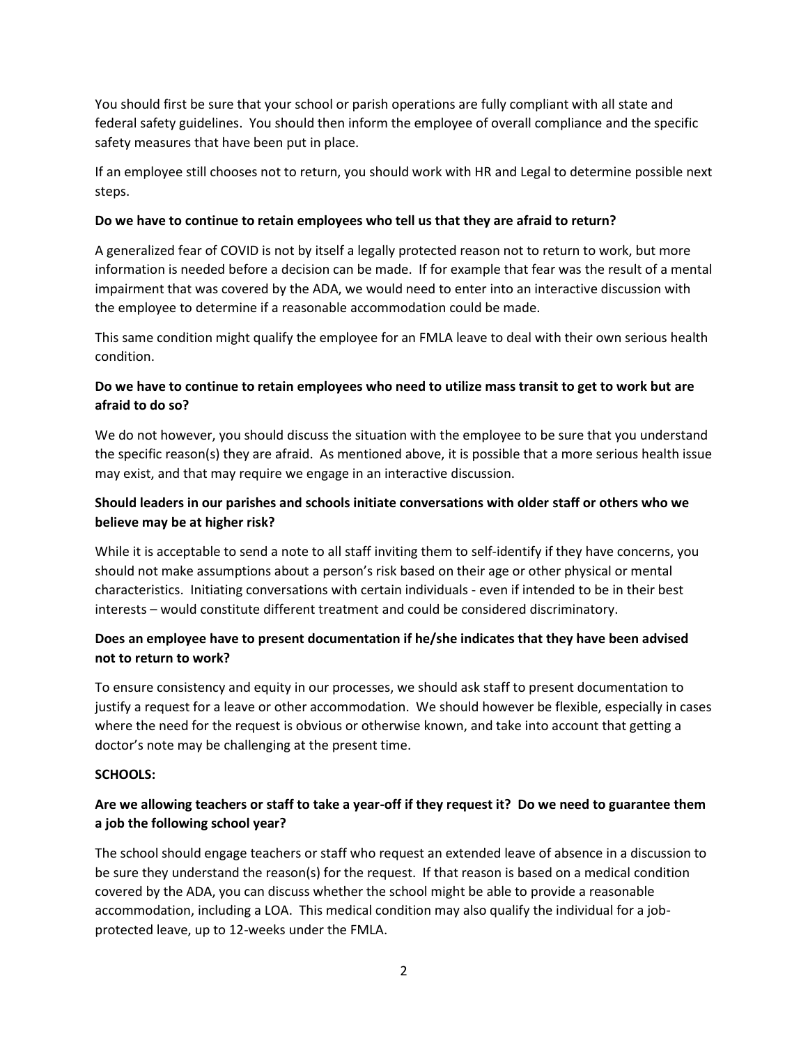You should first be sure that your school or parish operations are fully compliant with all state and federal safety guidelines. You should then inform the employee of overall compliance and the specific safety measures that have been put in place.

If an employee still chooses not to return, you should work with HR and Legal to determine possible next steps.

**Do we have to continue to retain employees who tell us that they are afraid to return?**

A generalized fear of COVID is not by itself a legally protected reason not to return to work, but more information is needed before a decision can be made. If for example that fear was the result of a mental impairment that was covered by the ADA, we would need to enter into an interactive discussion with the employee to determine if a reasonable accommodation could be made.

This same condition might qualify the employee for an FMLA leave to deal with their own serious health condition.

**Do we have to continue to retain employees who need to utilize mass transit to get to work but are afraid to do so?**

We do not however, you should discuss the situation with the employee to be sure that you understand the specific reason(s) they are afraid. As mentioned above, it is possible that a more serious health issue may exist, and that may require we engage in an interactive discussion.

**Should leaders in our parishes and schools initiate conversations with older staff or others who we believe may be at higher risk?**

While it is acceptable to send a note to all staff inviting them to self-identify if they have concerns, you should not make assumptions about a person's risk based on their age or other physical or mental characteristics. Initiating conversations with certain individuals - even if intended to be in their best interests – would constitute different treatment and could be considered discriminatory.

**Does an employee have to present documentation if he/she indicates that they have been advised not to return to work?**

To ensure consistency and equity in our processes, we should ask staff to present documentation to justify a request for a leave or other accommodation. We should however be flexible, especially in cases where the need for the request is obvious or otherwise known, and take into account that getting a doctor's note may be challenging at the present time.

**SCHOOLS:**

**Are we allowing teachers or staff to take a year-off if they request it? Do we need to guarantee them a job the following school year?**

The school should engage teachers or staff who request an extended leave of absence in a discussion to be sure they understand the reason(s) for the request. If that reason is based on a medical condition covered by the ADA, you can discuss whether the school might be able to provide a reasonable accommodation, including a LOA. This medical condition may also qualify the individual for a job-protected leave, up to 12-weeks under the FMLA.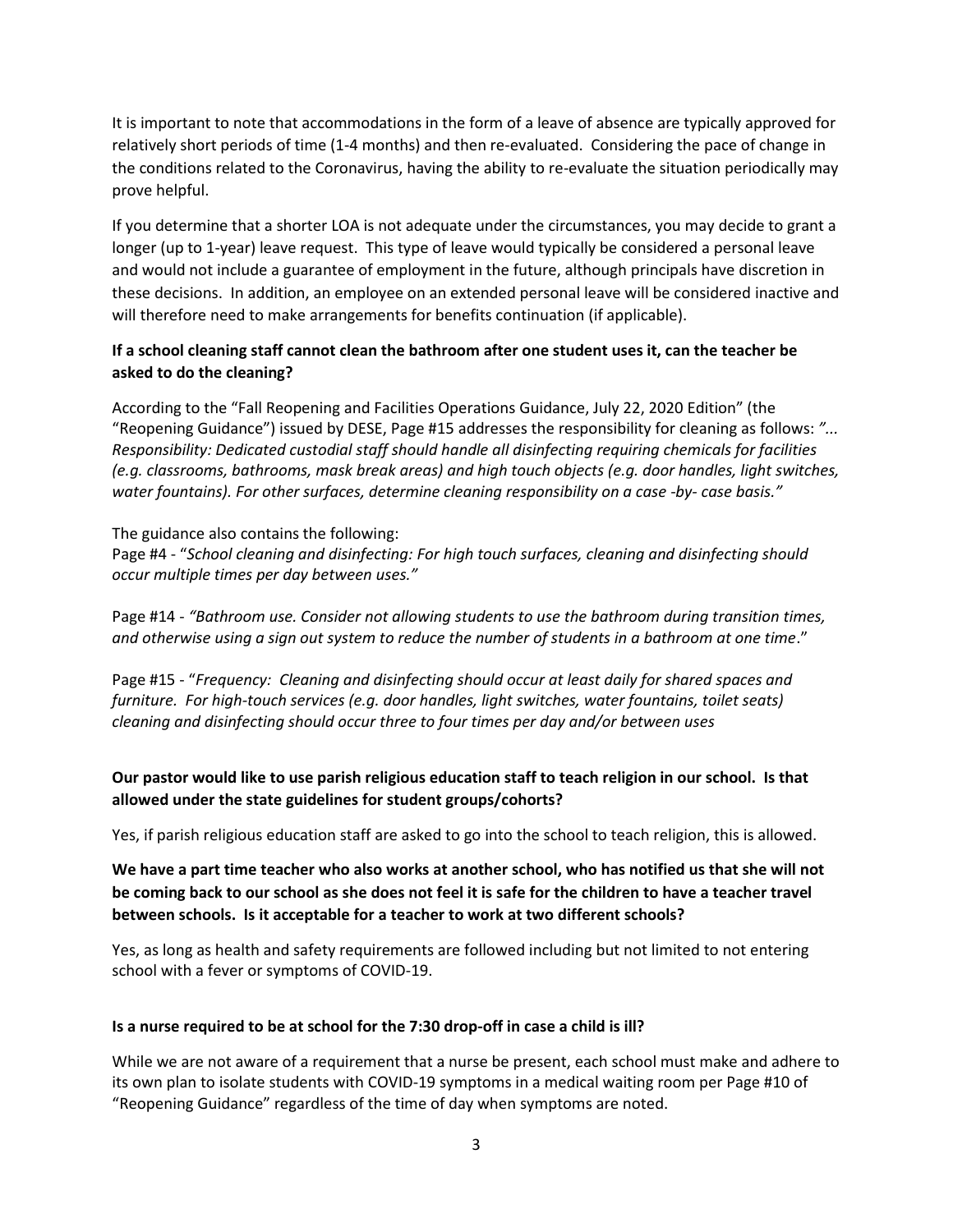It is important to note that accommodations in the form of a leave of absence are typically approved for relatively short periods of time (1-4 months) and then re-evaluated. Considering the pace of change in the conditions related to the Coronavirus, having the ability to re-evaluate the situation periodically may prove helpful.

If you determine that a shorter LOA is not adequate under the circumstances, you may decide to grant a longer (up to 1-year) leave request. This type of leave would typically be considered a personal leave and would not include a guarantee of employment in the future, although principals have discretion in these decisions. In addition, an employee on an extended personal leave will be considered inactive and will therefore need to make arrangements for benefits continuation (if applicable).

**If a school cleaning staff cannot clean the bathroom after one student uses it, can the teacher be asked to do the cleaning?**

According to the "Fall Reopening and Facilities Operations Guidance, July 22, 2020 Edition" (the "Reopening Guidance") issued by DESE, Page #15 addresses the responsibility for cleaning as follows: *"... Responsibility: Dedicated custodial staff should handle all disinfecting requiring chemicals for facilities (e.g. classrooms, bathrooms, mask break areas) and high touch objects (e.g. door handles, light switches, water fountains). For other surfaces, determine cleaning responsibility on a case -by- case basis."*

The guidance also contains the following:
Page #4 - "*School cleaning and disinfecting: For high touch surfaces, cleaning and disinfecting should occur multiple times per day between uses."*

Page #14 - *"Bathroom use. Consider not allowing students to use the bathroom during transition times, and otherwise using a sign out system to reduce the number of students in a bathroom at one time*."

Page #15 - "*Frequency: Cleaning and disinfecting should occur at least daily for shared spaces and furniture. For high-touch services (e.g. door handles, light switches, water fountains, toilet seats) cleaning and disinfecting should occur three to four times per day and/or between uses*

**Our pastor would like to use parish religious education staff to teach religion in our school. Is that allowed under the state guidelines for student groups/cohorts?**

Yes, if parish religious education staff are asked to go into the school to teach religion, this is allowed.

**We have a part time teacher who also works at another school, who has notified us that she will not be coming back to our school as she does not feel it is safe for the children to have a teacher travel between schools. Is it acceptable for a teacher to work at two different schools?**

Yes, as long as health and safety requirements are followed including but not limited to not entering school with a fever or symptoms of COVID-19.

**Is a nurse required to be at school for the 7:30 drop-off in case a child is ill?**

While we are not aware of a requirement that a nurse be present, each school must make and adhere to its own plan to isolate students with COVID-19 symptoms in a medical waiting room per Page #10 of "Reopening Guidance" regardless of the time of day when symptoms are noted.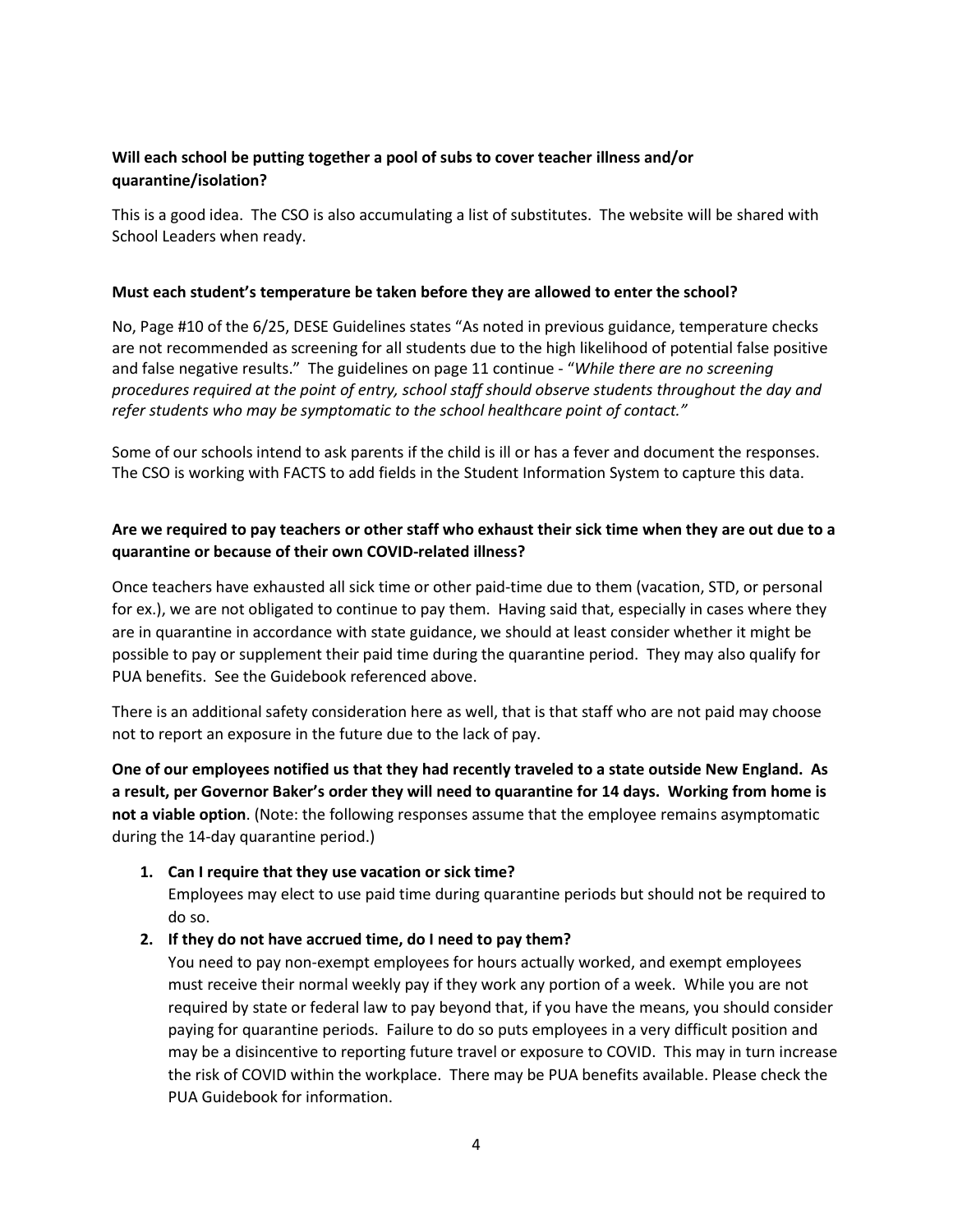**Will each school be putting together a pool of subs to cover teacher illness and/or quarantine/isolation?**

This is a good idea. The CSO is also accumulating a list of substitutes. The website will be shared with School Leaders when ready.

**Must each student's temperature be taken before they are allowed to enter the school?**

No, Page #10 of the 6/25, DESE Guidelines states "As noted in previous guidance, temperature checks are not recommended as screening for all students due to the high likelihood of potential false positive and false negative results." The guidelines on page 11 continue - "*While there are no screening procedures required at the point of entry, school staff should observe students throughout the day and refer students who may be symptomatic to the school healthcare point of contact.*"

Some of our schools intend to ask parents if the child is ill or has a fever and document the responses. The CSO is working with FACTS to add fields in the Student Information System to capture this data.

**Are we required to pay teachers or other staff who exhaust their sick time when they are out due to a quarantine or because of their own COVID-related illness?**

Once teachers have exhausted all sick time or other paid-time due to them (vacation, STD, or personal for ex.), we are not obligated to continue to pay them. Having said that, especially in cases where they are in quarantine in accordance with state guidance, we should at least consider whether it might be possible to pay or supplement their paid time during the quarantine period. They may also qualify for PUA benefits. See the Guidebook referenced above.

There is an additional safety consideration here as well, that is that staff who are not paid may choose not to report an exposure in the future due to the lack of pay.

**One of our employees notified us that they had recently traveled to a state outside New England. As a result, per Governor Baker's order they will need to quarantine for 14 days. Working from home is not a viable option**. (Note: the following responses assume that the employee remains asymptomatic during the 14-day quarantine period.)

1. **Can I require that they use vacation or sick time?**
   Employees may elect to use paid time during quarantine periods but should not be required to do so.
2. **If they do not have accrued time, do I need to pay them?**
   You need to pay non-exempt employees for hours actually worked, and exempt employees must receive their normal weekly pay if they work any portion of a week. While you are not required by state or federal law to pay beyond that, if you have the means, you should consider paying for quarantine periods. Failure to do so puts employees in a very difficult position and may be a disincentive to reporting future travel or exposure to COVID. This may in turn increase the risk of COVID within the workplace. There may be PUA benefits available. Please check the PUA Guidebook for information.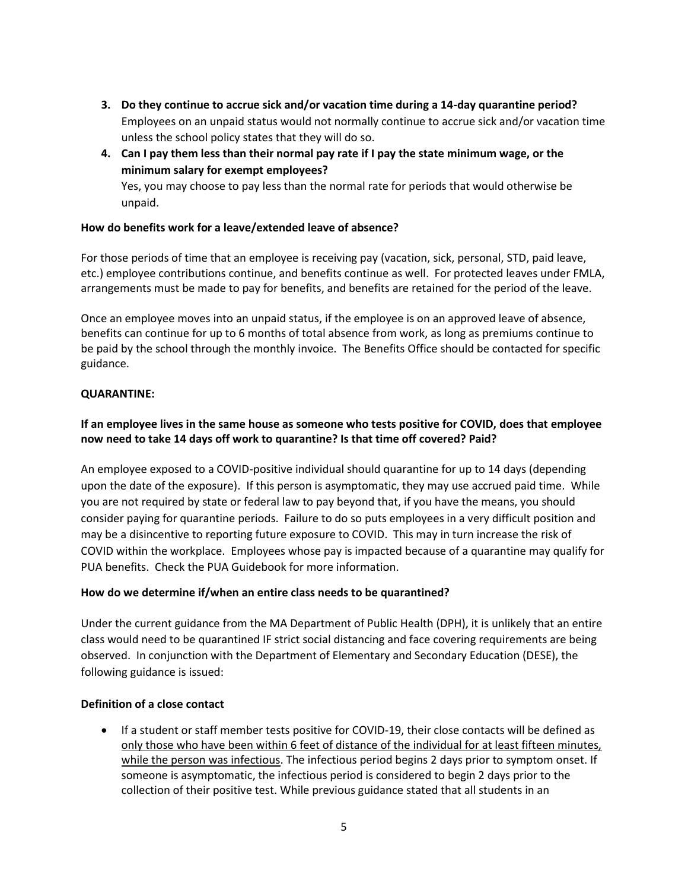3. **Do they continue to accrue sick and/or vacation time during a 14-day quarantine period?**
   Employees on an unpaid status would not normally continue to accrue sick and/or vacation time unless the school policy states that they will do so.
4. **Can I pay them less than their normal pay rate if I pay the state minimum wage, or the minimum salary for exempt employees?**
   Yes, you may choose to pay less than the normal rate for periods that would otherwise be unpaid.

**How do benefits work for a leave/extended leave of absence?**

For those periods of time that an employee is receiving pay (vacation, sick, personal, STD, paid leave, etc.) employee contributions continue, and benefits continue as well. For protected leaves under FMLA, arrangements must be made to pay for benefits, and benefits are retained for the period of the leave.

Once an employee moves into an unpaid status, if the employee is on an approved leave of absence, benefits can continue for up to 6 months of total absence from work, as long as premiums continue to be paid by the school through the monthly invoice. The Benefits Office should be contacted for specific guidance.

**QUARANTINE:**

**If an employee lives in the same house as someone who tests positive for COVID, does that employee now need to take 14 days off work to quarantine? Is that time off covered? Paid?**

An employee exposed to a COVID-positive individual should quarantine for up to 14 days (depending upon the date of the exposure). If this person is asymptomatic, they may use accrued paid time. While you are not required by state or federal law to pay beyond that, if you have the means, you should consider paying for quarantine periods. Failure to do so puts employees in a very difficult position and may be a disincentive to reporting future exposure to COVID. This may in turn increase the risk of COVID within the workplace. Employees whose pay is impacted because of a quarantine may qualify for PUA benefits. Check the PUA Guidebook for more information.

**How do we determine if/when an entire class needs to be quarantined?**

Under the current guidance from the MA Department of Public Health (DPH), it is unlikely that an entire class would need to be quarantined IF strict social distancing and face covering requirements are being observed. In conjunction with the Department of Elementary and Secondary Education (DESE), the following guidance is issued:

**Definition of a close contact**

- If a student or staff member tests positive for COVID-19, their close contacts will be defined as only those who have been within 6 feet of distance of the individual for at least fifteen minutes, while the person was infectious. The infectious period begins 2 days prior to symptom onset. If someone is asymptomatic, the infectious period is considered to begin 2 days prior to the collection of their positive test. While previous guidance stated that all students in an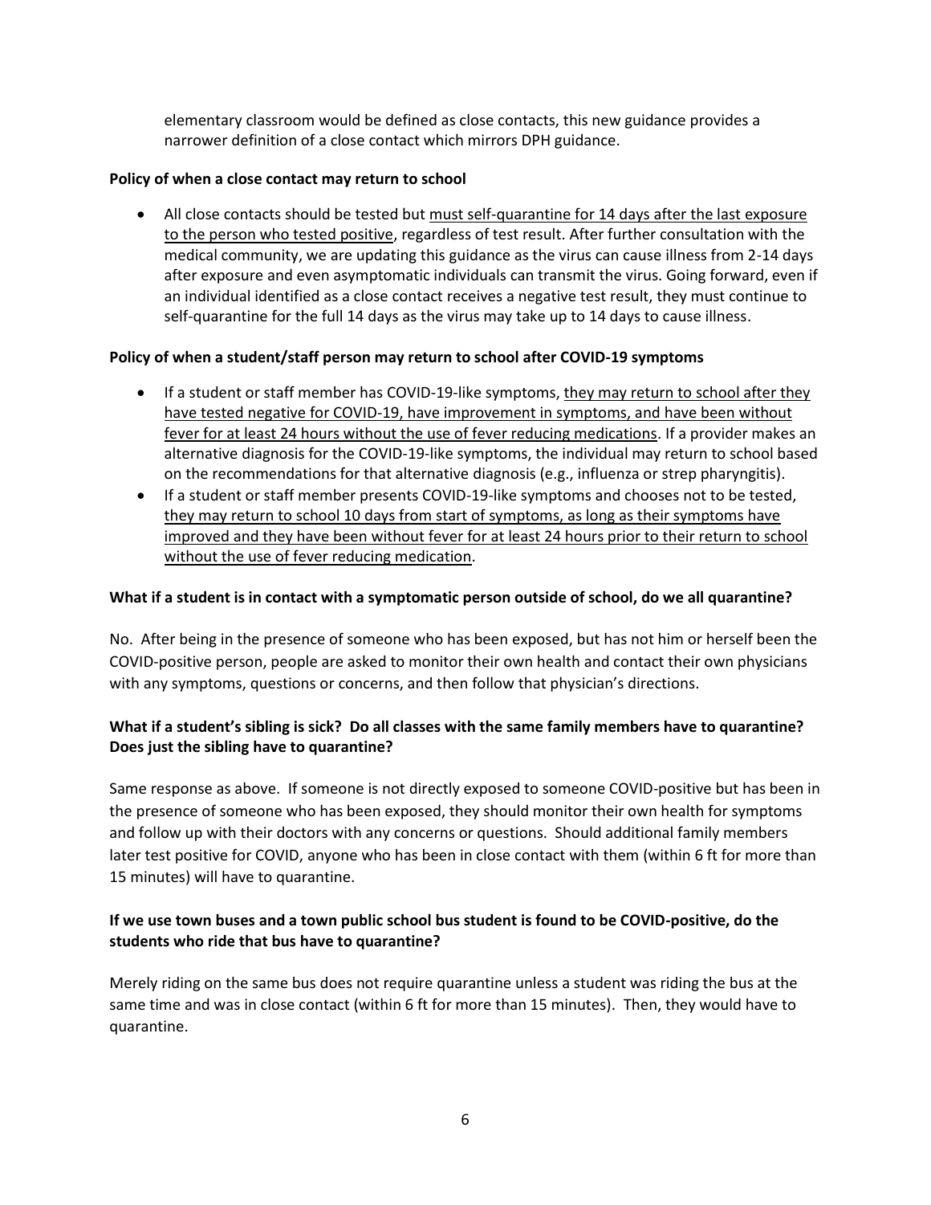elementary classroom would be defined as close contacts, this new guidance provides a narrower definition of a close contact which mirrors DPH guidance.

**Policy of when a close contact may return to school**

- All close contacts should be tested but <u>must self-quarantine for 14 days after the last exposure to the person who tested positive</u>, regardless of test result. After further consultation with the medical community, we are updating this guidance as the virus can cause illness from 2-14 days after exposure and even asymptomatic individuals can transmit the virus. Going forward, even if an individual identified as a close contact receives a negative test result, they must continue to self-quarantine for the full 14 days as the virus may take up to 14 days to cause illness.

**Policy of when a student/staff person may return to school after COVID-19 symptoms**

- If a student or staff member has COVID-19-like symptoms, <u>they may return to school after they have tested negative for COVID-19, have improvement in symptoms, and have been without fever for at least 24 hours without the use of fever reducing medications</u>. If a provider makes an alternative diagnosis for the COVID-19-like symptoms, the individual may return to school based on the recommendations for that alternative diagnosis (e.g., influenza or strep pharyngitis).
- If a student or staff member presents COVID-19-like symptoms and chooses not to be tested, <u>they may return to school 10 days from start of symptoms, as long as their symptoms have improved and they have been without fever for at least 24 hours prior to their return to school without the use of fever reducing medication</u>.

**What if a student is in contact with a symptomatic person outside of school, do we all quarantine?**

No. After being in the presence of someone who has been exposed, but has not him or herself been the COVID-positive person, people are asked to monitor their own health and contact their own physicians with any symptoms, questions or concerns, and then follow that physician's directions.

**What if a student's sibling is sick? Do all classes with the same family members have to quarantine? Does just the sibling have to quarantine?**

Same response as above. If someone is not directly exposed to someone COVID-positive but has been in the presence of someone who has been exposed, they should monitor their own health for symptoms and follow up with their doctors with any concerns or questions. Should additional family members later test positive for COVID, anyone who has been in close contact with them (within 6 ft for more than 15 minutes) will have to quarantine.

**If we use town buses and a town public school bus student is found to be COVID-positive, do the students who ride that bus have to quarantine?**

Merely riding on the same bus does not require quarantine unless a student was riding the bus at the same time and was in close contact (within 6 ft for more than 15 minutes). Then, they would have to quarantine.